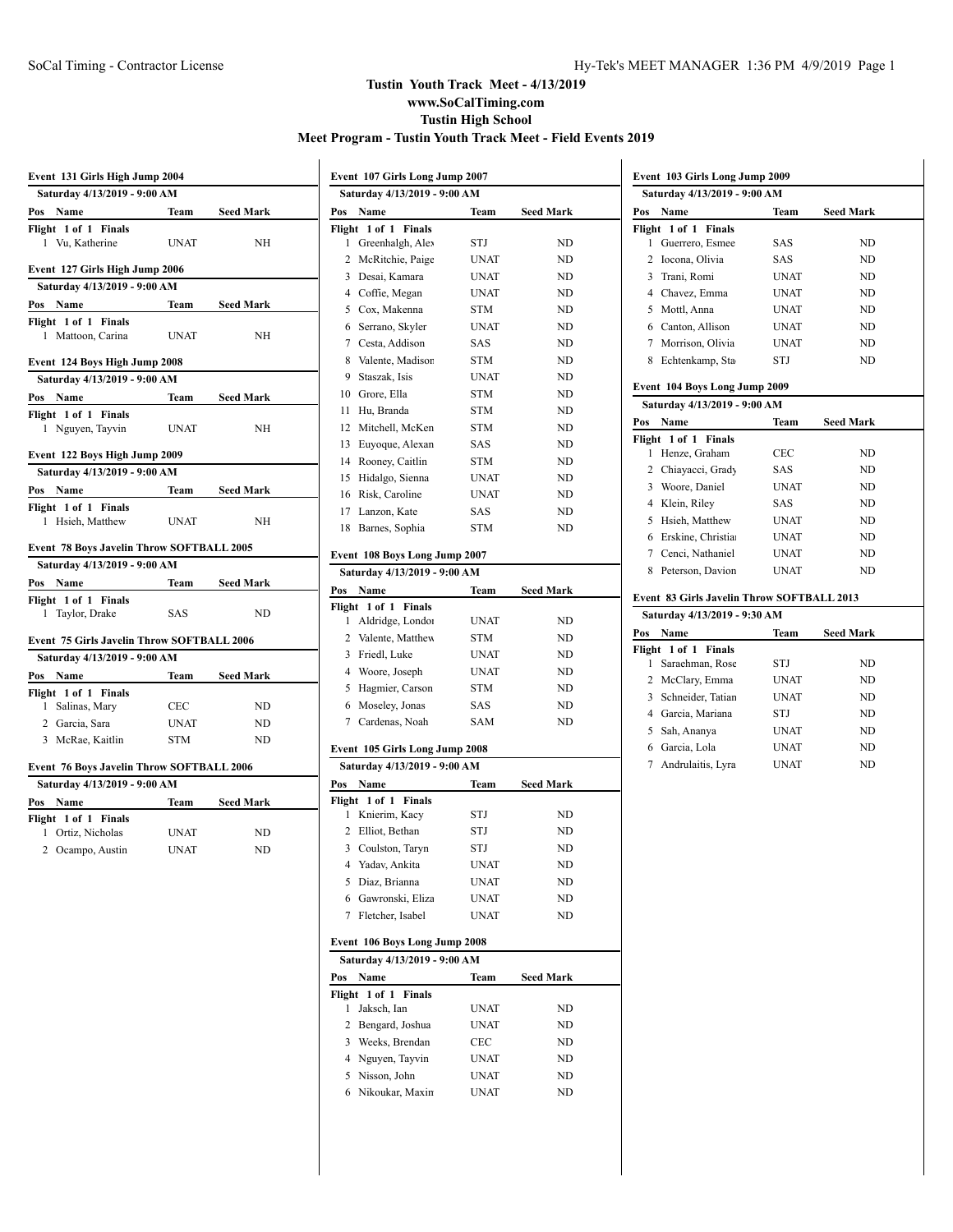# Tustin Youth Track Meet - 4/13/2019

**www.SoCalTiming.com**

**Tustin High School**

**Meet Program - Tustin Youth Track Meet - Field Events 2019**

### Event 131 Girls High Jump 2004

**Saturday 4/13/2019 - 9:00 AM**

| Pos | Name | Team | Seed Mark |
|---|---|---|---|
| **Flight 1 of 1 Finals** | | | |
| 1 | Vu, Katherine | UNAT | NH |

### Event 127 Girls High Jump 2006

**Saturday 4/13/2019 - 9:00 AM**

| Pos | Name | Team | Seed Mark |
|---|---|---|---|
| **Flight 1 of 1 Finals** | | | |
| 1 | Mattoon, Carina | UNAT | NH |

### Event 124 Boys High Jump 2008

**Saturday 4/13/2019 - 9:00 AM**

| Pos | Name | Team | Seed Mark |
|---|---|---|---|
| **Flight 1 of 1 Finals** | | | |
| 1 | Nguyen, Tayvin | UNAT | NH |

### Event 122 Boys High Jump 2009

**Saturday 4/13/2019 - 9:00 AM**

| Pos | Name | Team | Seed Mark |
|---|---|---|---|
| **Flight 1 of 1 Finals** | | | |
| 1 | Hsieh, Matthew | UNAT | NH |

### Event 78 Boys Javelin Throw SOFTBALL 2005

**Saturday 4/13/2019 - 9:00 AM**

| Pos | Name | Team | Seed Mark |
|---|---|---|---|
| **Flight 1 of 1 Finals** | | | |
| 1 | Taylor, Drake | SAS | ND |

### Event 75 Girls Javelin Throw SOFTBALL 2006

**Saturday 4/13/2019 - 9:00 AM**

| Pos | Name | Team | Seed Mark |
|---|---|---|---|
| **Flight 1 of 1 Finals** | | | |
| 1 | Salinas, Mary | CEC | ND |
| 2 | Garcia, Sara | UNAT | ND |
| 3 | McRae, Kaitlin | STM | ND |

### Event 76 Boys Javelin Throw SOFTBALL 2006

**Saturday 4/13/2019 - 9:00 AM**

| Pos | Name | Team | Seed Mark |
|---|---|---|---|
| **Flight 1 of 1 Finals** | | | |
| 1 | Ortiz, Nicholas | UNAT | ND |
| 2 | Ocampo, Austin | UNAT | ND |

### Event 107 Girls Long Jump 2007

**Saturday 4/13/2019 - 9:00 AM**

| Pos | Name | Team | Seed Mark |
|---|---|---|---|
| **Flight 1 of 1 Finals** | | | |
| 1 | Greenhalgh, Alex | STJ | ND |
| 2 | McRitchie, Paige | UNAT | ND |
| 3 | Desai, Kamara | UNAT | ND |
| 4 | Coffie, Megan | UNAT | ND |
| 5 | Cox, Makenna | STM | ND |
| 6 | Serrano, Skyler | UNAT | ND |
| 7 | Cesta, Addison | SAS | ND |
| 8 | Valente, Madison | STM | ND |
| 9 | Staszak, Isis | UNAT | ND |
| 10 | Grore, Ella | STM | ND |
| 11 | Hu, Branda | STM | ND |
| 12 | Mitchell, McKen | STM | ND |
| 13 | Euyoque, Alexan | SAS | ND |
| 14 | Rooney, Caitlin | STM | ND |
| 15 | Hidalgo, Sienna | UNAT | ND |
| 16 | Risk, Caroline | UNAT | ND |
| 17 | Lanzon, Kate | SAS | ND |
| 18 | Barnes, Sophia | STM | ND |

### Event 108 Boys Long Jump 2007

**Saturday 4/13/2019 - 9:00 AM**

| Pos | Name | Team | Seed Mark |
|---|---|---|---|
| **Flight 1 of 1 Finals** | | | |
| 1 | Aldridge, London | UNAT | ND |
| 2 | Valente, Matthew | STM | ND |
| 3 | Friedl, Luke | UNAT | ND |
| 4 | Woore, Joseph | UNAT | ND |
| 5 | Hagmier, Carson | STM | ND |
| 6 | Moseley, Jonas | SAS | ND |
| 7 | Cardenas, Noah | SAM | ND |

### Event 105 Girls Long Jump 2008

**Saturday 4/13/2019 - 9:00 AM**

| Pos | Name | Team | Seed Mark |
|---|---|---|---|
| **Flight 1 of 1 Finals** | | | |
| 1 | Knierim, Kacy | STJ | ND |
| 2 | Elliot, Bethan | STJ | ND |
| 3 | Coulston, Taryn | STJ | ND |
| 4 | Yadav, Ankita | UNAT | ND |
| 5 | Diaz, Brianna | UNAT | ND |
| 6 | Gawronski, Eliza | UNAT | ND |
| 7 | Fletcher, Isabel | UNAT | ND |

### Event 106 Boys Long Jump 2008

**Saturday 4/13/2019 - 9:00 AM**

| Pos | Name | Team | Seed Mark |
|---|---|---|---|
| **Flight 1 of 1 Finals** | | | |
| 1 | Jaksch, Ian | UNAT | ND |
| 2 | Bengard, Joshua | UNAT | ND |
| 3 | Weeks, Brendan | CEC | ND |
| 4 | Nguyen, Tayvin | UNAT | ND |
| 5 | Nisson, John | UNAT | ND |
| 6 | Nikoukar, Maxim | UNAT | ND |

### Event 103 Girls Long Jump 2009

**Saturday 4/13/2019 - 9:00 AM**

| Pos | Name | Team | Seed Mark |
|---|---|---|---|
| **Flight 1 of 1 Finals** | | | |
| 1 | Guerrero, Esmee | SAS | ND |
| 2 | Iocona, Olivia | SAS | ND |
| 3 | Trani, Romi | UNAT | ND |
| 4 | Chavez, Emma | UNAT | ND |
| 5 | Mottl, Anna | UNAT | ND |
| 6 | Canton, Allison | UNAT | ND |
| 7 | Morrison, Olivia | UNAT | ND |
| 8 | Echtenkamp, Sta | STJ | ND |

### Event 104 Boys Long Jump 2009

**Saturday 4/13/2019 - 9:00 AM**

| Pos | Name | Team | Seed Mark |
|---|---|---|---|
| **Flight 1 of 1 Finals** | | | |
| 1 | Henze, Graham | CEC | ND |
| 2 | Chiayacci, Grady | SAS | ND |
| 3 | Woore, Daniel | UNAT | ND |
| 4 | Klein, Riley | SAS | ND |
| 5 | Hsieh, Matthew | UNAT | ND |
| 6 | Erskine, Christian | UNAT | ND |
| 7 | Cenci, Nathaniel | UNAT | ND |
| 8 | Peterson, Davion | UNAT | ND |

### Event 83 Girls Javelin Throw SOFTBALL 2013

**Saturday 4/13/2019 - 9:30 AM**

| Pos | Name | Team | Seed Mark |
|---|---|---|---|
| **Flight 1 of 1 Finals** | | | |
| 1 | Saraehman, Rose | STJ | ND |
| 2 | McClary, Emma | UNAT | ND |
| 3 | Schneider, Tatian | UNAT | ND |
| 4 | Garcia, Mariana | STJ | ND |
| 5 | Sah, Ananya | UNAT | ND |
| 6 | Garcia, Lola | UNAT | ND |
| 7 | Andrulaitis, Lyra | UNAT | ND |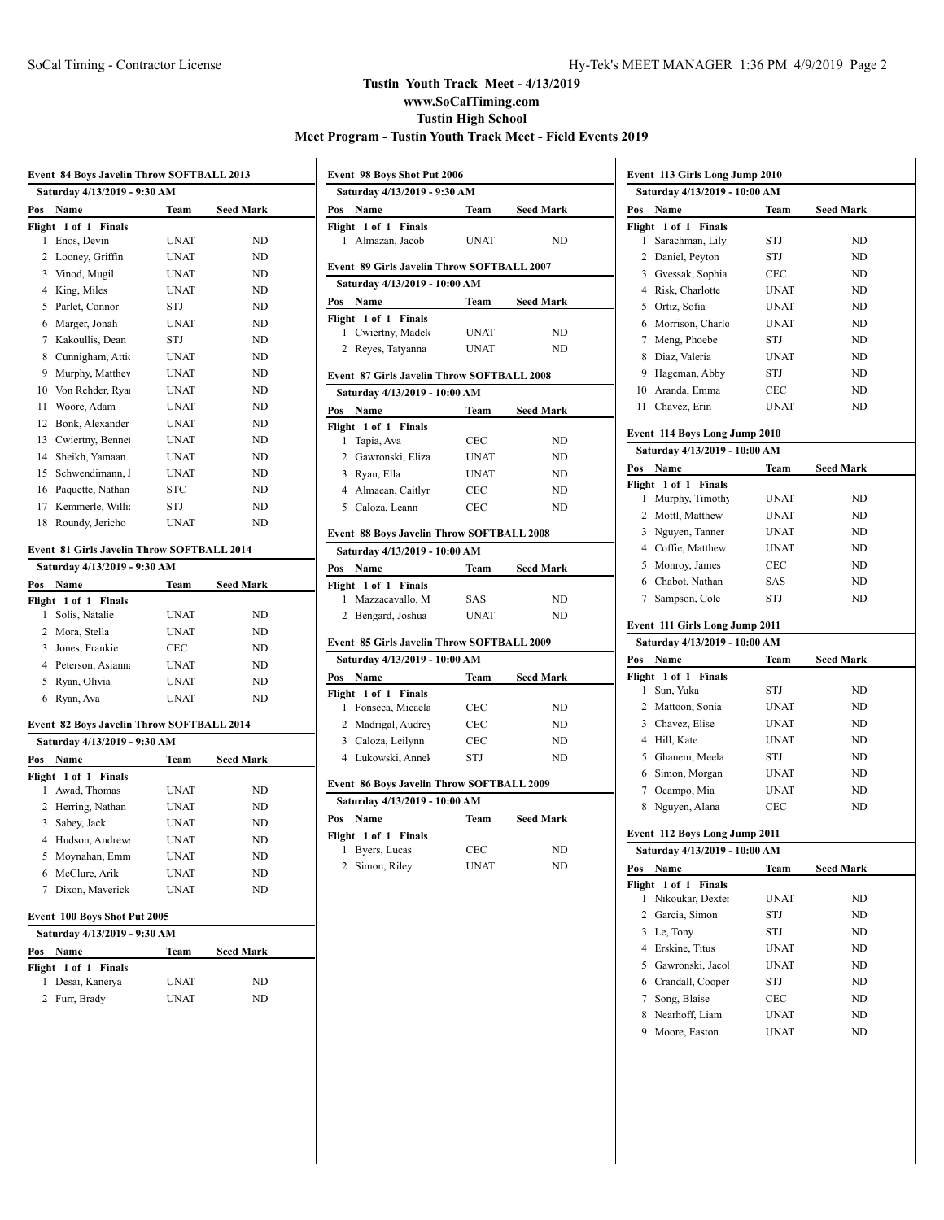## Tustin Youth Track Meet - 4/13/2019
## www.SoCalTiming.com
## Tustin High School
## Meet Program - Tustin Youth Track Meet - Field Events 2019

### Event 84 Boys Javelin Throw SOFTBALL 2013

Saturday 4/13/2019 - 9:30 AM

| Pos | Name | Team | Seed Mark |
|---|---|---|---|
| **Flight 1 of 1 Finals** | | | |
| 1 | Enos, Devin | UNAT | ND |
| 2 | Looney, Griffin | UNAT | ND |
| 3 | Vinod, Mugil | UNAT | ND |
| 4 | King, Miles | UNAT | ND |
| 5 | Parlet, Connor | STJ | ND |
| 6 | Marger, Jonah | UNAT | ND |
| 7 | Kakoullis, Dean | STJ | ND |
| 8 | Cunnigham, Attic | UNAT | ND |
| 9 | Murphy, Matthev | UNAT | ND |
| 10 | Von Rehder, Ryai | UNAT | ND |
| 11 | Woore, Adam | UNAT | ND |
| 12 | Bonk, Alexander | UNAT | ND |
| 13 | Cwiertny, Bennet | UNAT | ND |
| 14 | Sheikh, Yamaan | UNAT | ND |
| 15 | Schwendimann, J | UNAT | ND |
| 16 | Paquette, Nathan | STC | ND |
| 17 | Kemmerle, Willi | STJ | ND |
| 18 | Roundy, Jericho | UNAT | ND |

### Event 81 Girls Javelin Throw SOFTBALL 2014

Saturday 4/13/2019 - 9:30 AM

| Pos | Name | Team | Seed Mark |
|---|---|---|---|
| **Flight 1 of 1 Finals** | | | |
| 1 | Solis, Natalie | UNAT | ND |
| 2 | Mora, Stella | UNAT | ND |
| 3 | Jones, Frankie | CEC | ND |
| 4 | Peterson, Asianna | UNAT | ND |
| 5 | Ryan, Olivia | UNAT | ND |
| 6 | Ryan, Ava | UNAT | ND |

### Event 82 Boys Javelin Throw SOFTBALL 2014

Saturday 4/13/2019 - 9:30 AM

| Pos | Name | Team | Seed Mark |
|---|---|---|---|
| **Flight 1 of 1 Finals** | | | |
| 1 | Awad, Thomas | UNAT | ND |
| 2 | Herring, Nathan | UNAT | ND |
| 3 | Sabey, Jack | UNAT | ND |
| 4 | Hudson, Andrew | UNAT | ND |
| 5 | Moynahan, Emm | UNAT | ND |
| 6 | McClure, Arik | UNAT | ND |
| 7 | Dixon, Maverick | UNAT | ND |

### Event 100 Boys Shot Put 2005

Saturday 4/13/2019 - 9:30 AM

| Pos | Name | Team | Seed Mark |
|---|---|---|---|
| **Flight 1 of 1 Finals** | | | |
| 1 | Desai, Kaneiya | UNAT | ND |
| 2 | Furr, Brady | UNAT | ND |

### Event 98 Boys Shot Put 2006

Saturday 4/13/2019 - 9:30 AM

| Pos | Name | Team | Seed Mark |
|---|---|---|---|
| **Flight 1 of 1 Finals** | | | |
| 1 | Almazan, Jacob | UNAT | ND |

### Event 89 Girls Javelin Throw SOFTBALL 2007

Saturday 4/13/2019 - 10:00 AM

| Pos | Name | Team | Seed Mark |
|---|---|---|---|
| **Flight 1 of 1 Finals** | | | |
| 1 | Cwiertny, Madel | UNAT | ND |
| 2 | Reyes, Tatyanna | UNAT | ND |

### Event 87 Girls Javelin Throw SOFTBALL 2008

Saturday 4/13/2019 - 10:00 AM

| Pos | Name | Team | Seed Mark |
|---|---|---|---|
| **Flight 1 of 1 Finals** | | | |
| 1 | Tapia, Ava | CEC | ND |
| 2 | Gawronski, Eliza | UNAT | ND |
| 3 | Ryan, Ella | UNAT | ND |
| 4 | Almaean, Caitlyr | CEC | ND |
| 5 | Caloza, Leann | CEC | ND |

### Event 88 Boys Javelin Throw SOFTBALL 2008

Saturday 4/13/2019 - 10:00 AM

| Pos | Name | Team | Seed Mark |
|---|---|---|---|
| **Flight 1 of 1 Finals** | | | |
| 1 | Mazzacavallo, M | SAS | ND |
| 2 | Bengard, Joshua | UNAT | ND |

### Event 85 Girls Javelin Throw SOFTBALL 2009

Saturday 4/13/2019 - 10:00 AM

| Pos | Name | Team | Seed Mark |
|---|---|---|---|
| **Flight 1 of 1 Finals** | | | |
| 1 | Fonseca, Micaela | CEC | ND |
| 2 | Madrigal, Audrey | CEC | ND |
| 3 | Caloza, Leilynn | CEC | ND |
| 4 | Lukowski, Anneh | STJ | ND |

### Event 86 Boys Javelin Throw SOFTBALL 2009

Saturday 4/13/2019 - 10:00 AM

| Pos | Name | Team | Seed Mark |
|---|---|---|---|
| **Flight 1 of 1 Finals** | | | |
| 1 | Byers, Lucas | CEC | ND |
| 2 | Simon, Riley | UNAT | ND |

### Event 113 Girls Long Jump 2010

Saturday 4/13/2019 - 10:00 AM

| Pos | Name | Team | Seed Mark |
|---|---|---|---|
| **Flight 1 of 1 Finals** | | | |
| 1 | Sarachman, Lily | STJ | ND |
| 2 | Daniel, Peyton | STJ | ND |
| 3 | Gvessak, Sophia | CEC | ND |
| 4 | Risk, Charlotte | UNAT | ND |
| 5 | Ortiz, Sofia | UNAT | ND |
| 6 | Morrison, Charlo | UNAT | ND |
| 7 | Meng, Phoebe | STJ | ND |
| 8 | Diaz, Valeria | UNAT | ND |
| 9 | Hageman, Abby | STJ | ND |
| 10 | Aranda, Emma | CEC | ND |
| 11 | Chavez, Erin | UNAT | ND |

### Event 114 Boys Long Jump 2010

Saturday 4/13/2019 - 10:00 AM

| Pos | Name | Team | Seed Mark |
|---|---|---|---|
| **Flight 1 of 1 Finals** | | | |
| 1 | Murphy, Timothy | UNAT | ND |
| 2 | Mottl, Matthew | UNAT | ND |
| 3 | Nguyen, Tanner | UNAT | ND |
| 4 | Coffie, Matthew | UNAT | ND |
| 5 | Monroy, James | CEC | ND |
| 6 | Chabot, Nathan | SAS | ND |
| 7 | Sampson, Cole | STJ | ND |

### Event 111 Girls Long Jump 2011

Saturday 4/13/2019 - 10:00 AM

| Pos | Name | Team | Seed Mark |
|---|---|---|---|
| **Flight 1 of 1 Finals** | | | |
| 1 | Sun, Yuka | STJ | ND |
| 2 | Mattoon, Sonia | UNAT | ND |
| 3 | Chavez, Elise | UNAT | ND |
| 4 | Hill, Kate | UNAT | ND |
| 5 | Ghanem, Meela | STJ | ND |
| 6 | Simon, Morgan | UNAT | ND |
| 7 | Ocampo, Mia | UNAT | ND |
| 8 | Nguyen, Alana | CEC | ND |

### Event 112 Boys Long Jump 2011

Saturday 4/13/2019 - 10:00 AM

| Pos | Name | Team | Seed Mark |
|---|---|---|---|
| **Flight 1 of 1 Finals** | | | |
| 1 | Nikoukar, Dexter | UNAT | ND |
| 2 | Garcia, Simon | STJ | ND |
| 3 | Le, Tony | STJ | ND |
| 4 | Erskine, Titus | UNAT | ND |
| 5 | Gawronski, Jacol | UNAT | ND |
| 6 | Crandall, Cooper | STJ | ND |
| 7 | Song, Blaise | CEC | ND |
| 8 | Nearhoff, Liam | UNAT | ND |
| 9 | Moore, Easton | UNAT | ND |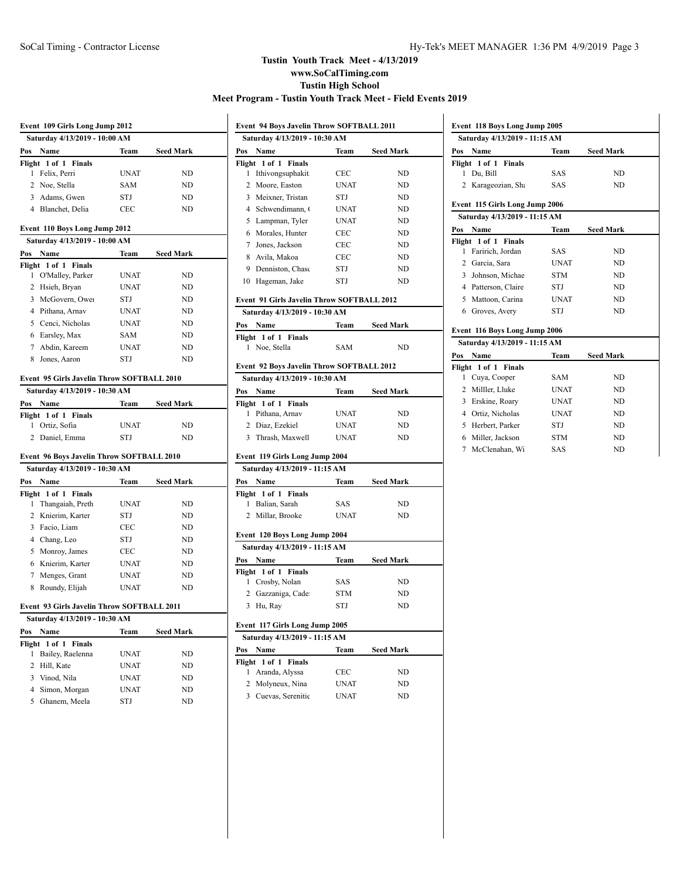# Tustin Youth Track Meet - 4/13/2019

**www.SoCalTiming.com**

**Tustin High School**

**Meet Program - Tustin Youth Track Meet - Field Events 2019**

### Event 109 Girls Long Jump 2012

Saturday 4/13/2019 - 10:00 AM

| Pos | Name | Team | Seed Mark |
|---|---|---|---|
| Flight 1 of 1 Finals | | | |
| 1 | Felix, Perri | UNAT | ND |
| 2 | Noe, Stella | SAM | ND |
| 3 | Adams, Gwen | STJ | ND |
| 4 | Blanchet, Delia | CEC | ND |

### Event 110 Boys Long Jump 2012

Saturday 4/13/2019 - 10:00 AM

| Pos | Name | Team | Seed Mark |
|---|---|---|---|
| Flight 1 of 1 Finals | | | |
| 1 | O'Malley, Parker | UNAT | ND |
| 2 | Hsieh, Bryan | UNAT | ND |
| 3 | McGovern, Owei | STJ | ND |
| 4 | Pithana, Arnav | UNAT | ND |
| 5 | Cenci, Nicholas | UNAT | ND |
| 6 | Earsley, Max | SAM | ND |
| 7 | Abdin, Kareem | UNAT | ND |
| 8 | Jones, Aaron | STJ | ND |

### Event 95 Girls Javelin Throw SOFTBALL 2010

Saturday 4/13/2019 - 10:30 AM

| Pos | Name | Team | Seed Mark |
|---|---|---|---|
| Flight 1 of 1 Finals | | | |
| 1 | Ortiz, Sofia | UNAT | ND |
| 2 | Daniel, Emma | STJ | ND |

### Event 96 Boys Javelin Throw SOFTBALL 2010

Saturday 4/13/2019 - 10:30 AM

| Pos | Name | Team | Seed Mark |
|---|---|---|---|
| Flight 1 of 1 Finals | | | |
| 1 | Thangaiah, Preth | UNAT | ND |
| 2 | Knierim, Karter | STJ | ND |
| 3 | Facio, Liam | CEC | ND |
| 4 | Chang, Leo | STJ | ND |
| 5 | Monroy, James | CEC | ND |
| 6 | Knierim, Karter | UNAT | ND |
| 7 | Menges, Grant | UNAT | ND |
| 8 | Roundy, Elijah | UNAT | ND |

### Event 93 Girls Javelin Throw SOFTBALL 2011

Saturday 4/13/2019 - 10:30 AM

| Pos | Name | Team | Seed Mark |
|---|---|---|---|
| Flight 1 of 1 Finals | | | |
| 1 | Bailey, Raelenna | UNAT | ND |
| 2 | Hill, Kate | UNAT | ND |
| 3 | Vinod, Nila | UNAT | ND |
| 4 | Simon, Morgan | UNAT | ND |
| 5 | Ghanem, Meela | STJ | ND |

### Event 94 Boys Javelin Throw SOFTBALL 2011

Saturday 4/13/2019 - 10:30 AM

| Pos | Name | Team | Seed Mark |
|---|---|---|---|
| Flight 1 of 1 Finals | | | |
| 1 | Ithivongsuphakit | CEC | ND |
| 2 | Moore, Easton | UNAT | ND |
| 3 | Meixner, Tristan | STJ | ND |
| 4 | Schwendimann, ( | UNAT | ND |
| 5 | Lampman, Tyler | UNAT | ND |
| 6 | Morales, Hunter | CEC | ND |
| 7 | Jones, Jackson | CEC | ND |
| 8 | Avila, Makoa | CEC | ND |
| 9 | Denniston, Chase | STJ | ND |
| 10 | Hageman, Jake | STJ | ND |

### Event 91 Girls Javelin Throw SOFTBALL 2012

Saturday 4/13/2019 - 10:30 AM

| Pos | Name | Team | Seed Mark |
|---|---|---|---|
| Flight 1 of 1 Finals | | | |
| 1 | Noe, Stella | SAM | ND |

### Event 92 Boys Javelin Throw SOFTBALL 2012

Saturday 4/13/2019 - 10:30 AM

| Pos | Name | Team | Seed Mark |
|---|---|---|---|
| Flight 1 of 1 Finals | | | |
| 1 | Pithana, Arnav | UNAT | ND |
| 2 | Diaz, Ezekiel | UNAT | ND |
| 3 | Thrash, Maxwell | UNAT | ND |

### Event 119 Girls Long Jump 2004

Saturday 4/13/2019 - 11:15 AM

| Pos | Name | Team | Seed Mark |
|---|---|---|---|
| Flight 1 of 1 Finals | | | |
| 1 | Balian, Sarah | SAS | ND |
| 2 | Millar, Brooke | UNAT | ND |

### Event 120 Boys Long Jump 2004

Saturday 4/13/2019 - 11:15 AM

| Pos | Name | Team | Seed Mark |
|---|---|---|---|
| Flight 1 of 1 Finals | | | |
| 1 | Crosby, Nolan | SAS | ND |
| 2 | Gazzaniga, Cade | STM | ND |
| 3 | Hu, Ray | STJ | ND |

### Event 117 Girls Long Jump 2005

Saturday 4/13/2019 - 11:15 AM

| Pos | Name | Team | Seed Mark |
|---|---|---|---|
| Flight 1 of 1 Finals | | | |
| 1 | Aranda, Alyssa | CEC | ND |
| 2 | Molyneux, Nina | UNAT | ND |
| 3 | Cuevas, Serenitie | UNAT | ND |

### Event 118 Boys Long Jump 2005

Saturday 4/13/2019 - 11:15 AM

| Pos | Name | Team | Seed Mark |
|---|---|---|---|
| Flight 1 of 1 Finals | | | |
| 1 | Du, Bill | SAS | ND |
| 2 | Karageozian, Sha | SAS | ND |

### Event 115 Girls Long Jump 2006

Saturday 4/13/2019 - 11:15 AM

| Pos | Name | Team | Seed Mark |
|---|---|---|---|
| Flight 1 of 1 Finals | | | |
| 1 | Faririch, Jordan | SAS | ND |
| 2 | Garcia, Sara | UNAT | ND |
| 3 | Johnson, Michae | STM | ND |
| 4 | Patterson, Claire | STJ | ND |
| 5 | Mattoon, Carina | UNAT | ND |
| 6 | Groves, Avery | STJ | ND |

### Event 116 Boys Long Jump 2006

Saturday 4/13/2019 - 11:15 AM

| Pos | Name | Team | Seed Mark |
|---|---|---|---|
| Flight 1 of 1 Finals | | | |
| 1 | Cuya, Cooper | SAM | ND |
| 2 | Milller, Lluke | UNAT | ND |
| 3 | Erskine, Roary | UNAT | ND |
| 4 | Ortiz, Nicholas | UNAT | ND |
| 5 | Herbert, Parker | STJ | ND |
| 6 | Miller, Jackson | STM | ND |
| 7 | McClenahan, Wi | SAS | ND |